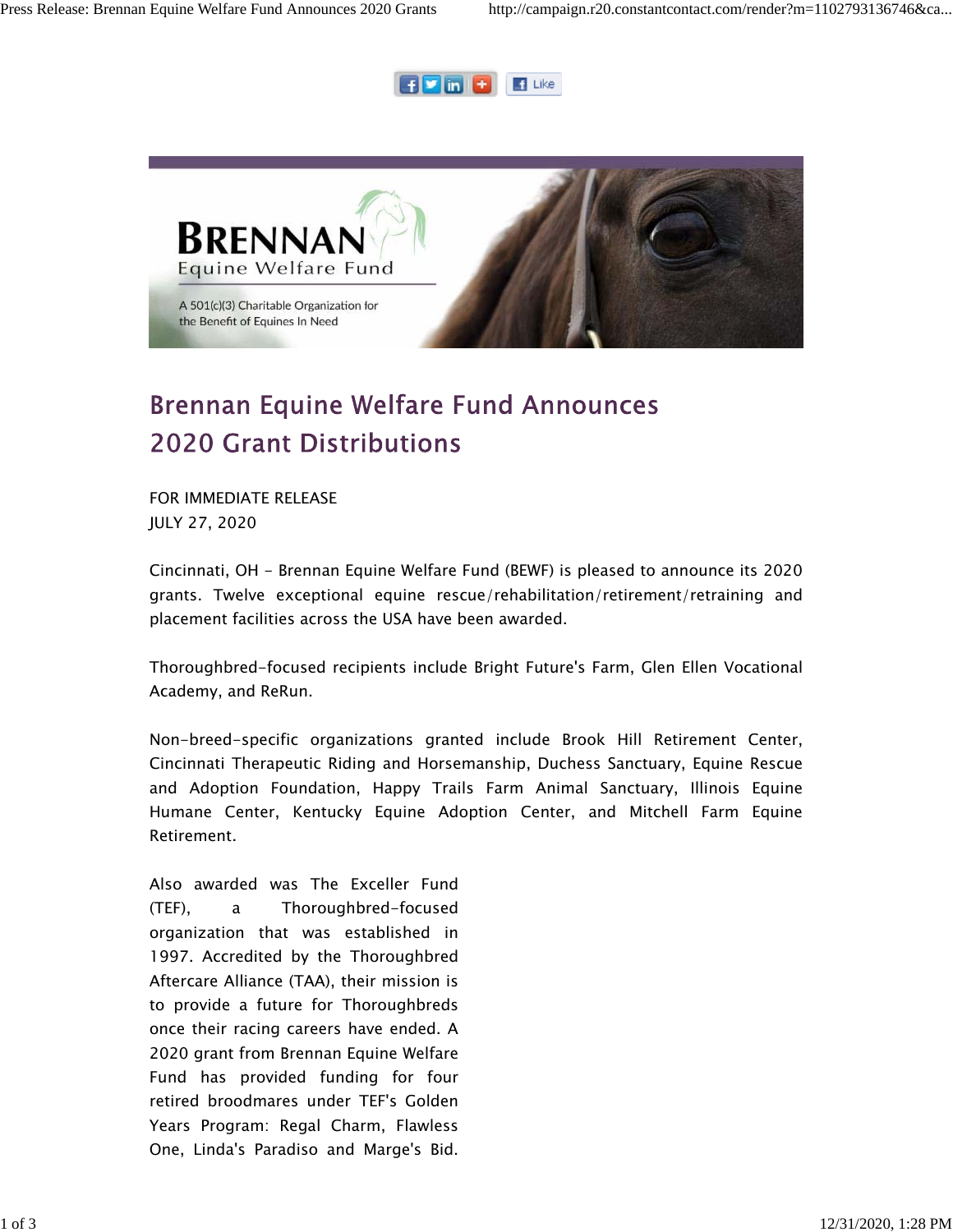# Brennan Equine Welfare Fund Announces 2020 Grant Distributions

FOR IMMEDIATE RELEASE
JULY 27, 2020

Cincinnati, OH - Brennan Equine Welfare Fund (BEWF) is pleased to announce its 2020 grants. Twelve exceptional equine rescue/rehabilitation/retirement/retraining and placement facilities across the USA have been awarded.

Thoroughbred-focused recipients include Bright Future's Farm, Glen Ellen Vocational Academy, and ReRun.

Non-breed-specific organizations granted include Brook Hill Retirement Center, Cincinnati Therapeutic Riding and Horsemanship, Duchess Sanctuary, Equine Rescue and Adoption Foundation, Happy Trails Farm Animal Sanctuary, Illinois Equine Humane Center, Kentucky Equine Adoption Center, and Mitchell Farm Equine Retirement.

Also awarded was The Exceller Fund (TEF), a Thoroughbred-focused organization that was established in 1997. Accredited by the Thoroughbred Aftercare Alliance (TAA), their mission is to provide a future for Thoroughbreds once their racing careers have ended. A 2020 grant from Brennan Equine Welfare Fund has provided funding for four retired broodmares under TEF's Golden Years Program: Regal Charm, Flawless One, Linda's Paradiso and Marge's Bid.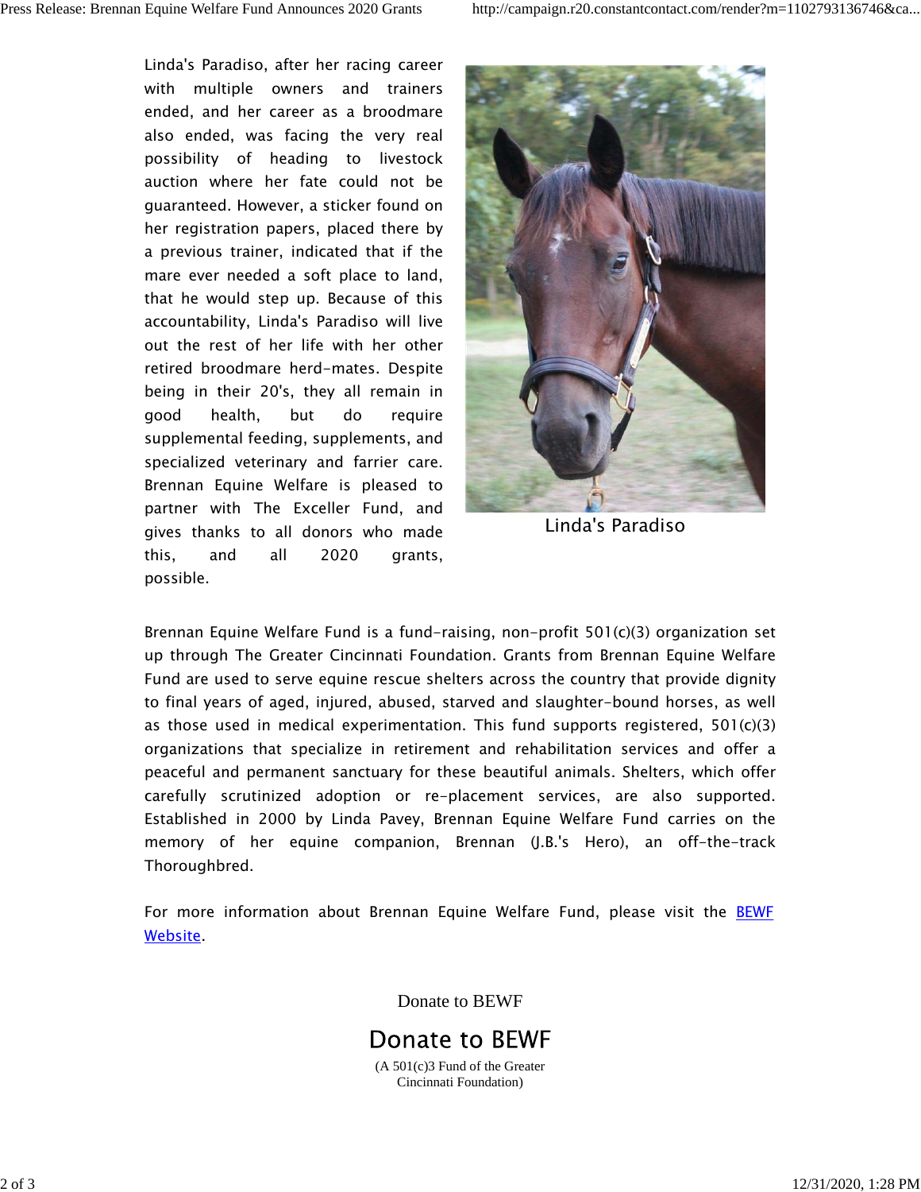Linda's Paradiso, after her racing career with multiple owners and trainers ended, and her career as a broodmare also ended, was facing the very real possibility of heading to livestock auction where her fate could not be guaranteed. However, a sticker found on her registration papers, placed there by a previous trainer, indicated that if the mare ever needed a soft place to land, that he would step up. Because of this accountability, Linda's Paradiso will live out the rest of her life with her other retired broodmare herd-mates. Despite being in their 20's, they all remain in good health, but do require supplemental feeding, supplements, and specialized veterinary and farrier care. Brennan Equine Welfare is pleased to partner with The Exceller Fund, and gives thanks to all donors who made this, and all 2020 grants, possible.

Linda's Paradiso

Brennan Equine Welfare Fund is a fund-raising, non-profit 501(c)(3) organization set up through The Greater Cincinnati Foundation. Grants from Brennan Equine Welfare Fund are used to serve equine rescue shelters across the country that provide dignity to final years of aged, injured, abused, starved and slaughter-bound horses, as well as those used in medical experimentation. This fund supports registered, 501(c)(3) organizations that specialize in retirement and rehabilitation services and offer a peaceful and permanent sanctuary for these beautiful animals. Shelters, which offer carefully scrutinized adoption or re-placement services, are also supported. Established in 2000 by Linda Pavey, Brennan Equine Welfare Fund carries on the memory of her equine companion, Brennan (J.B.'s Hero), an off-the-track Thoroughbred.

For more information about Brennan Equine Welfare Fund, please visit the [BEWF Website](#).

Donate to BEWF

## Donate to BEWF

(A 501(c)3 Fund of the Greater Cincinnati Foundation)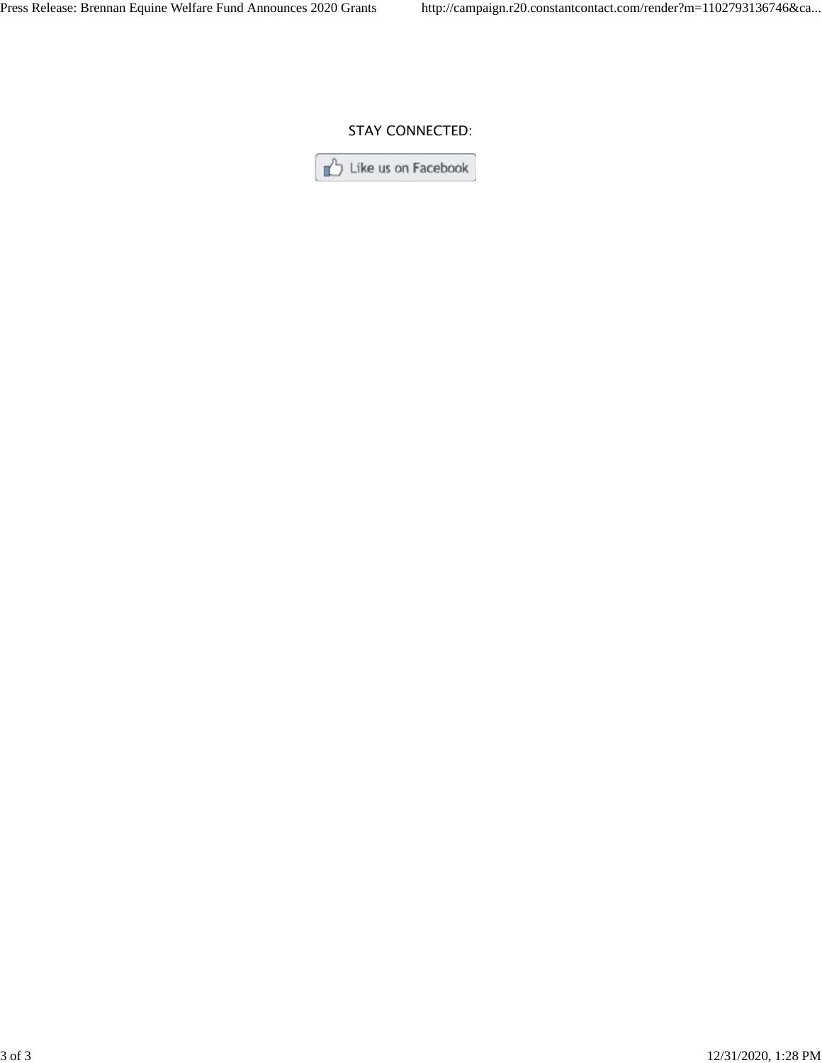STAY CONNECTED:

Like us on Facebook